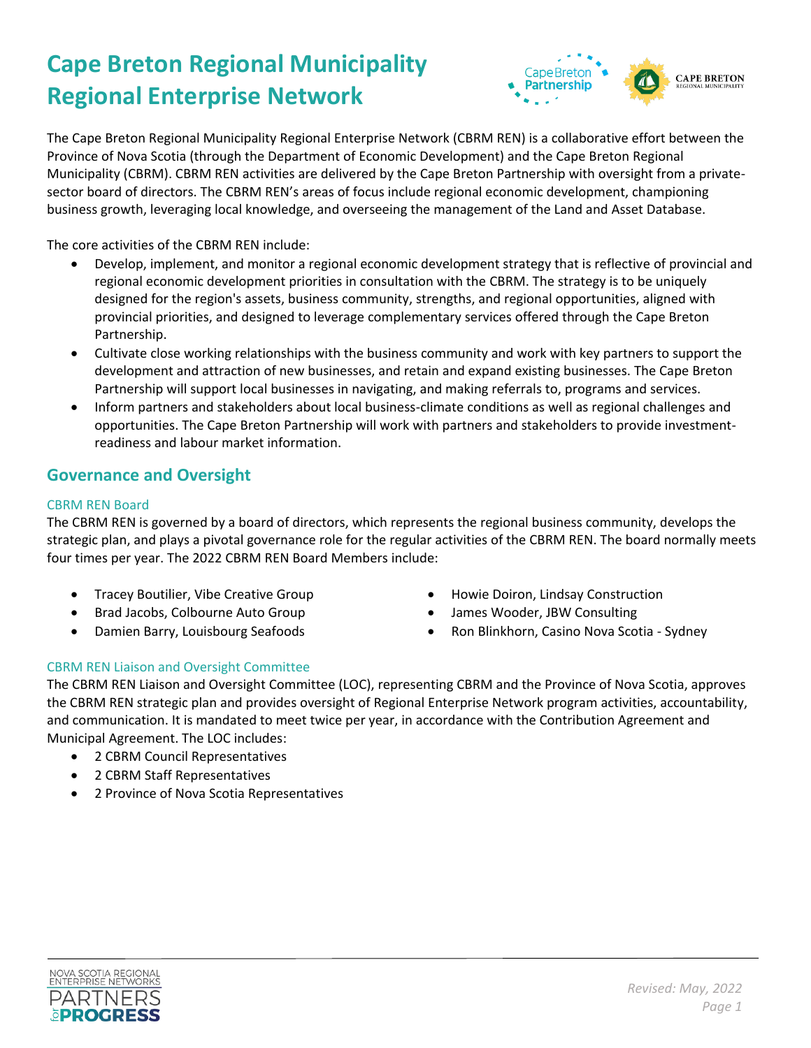# Cape Breton Regional Municipality Regional Enterprise Network

The Cape Breton Regional Municipality Regional Enterprise Network (CBRM REN) is a collaborative effort between the Province of Nova Scotia (through the Department of Economic Development) and the Cape Breton Regional Municipality (CBRM). CBRM REN activities are delivered by the Cape Breton Partnership with oversight from a private-sector board of directors. The CBRM REN's areas of focus include regional economic development, championing business growth, leveraging local knowledge, and overseeing the management of the Land and Asset Database.

The core activities of the CBRM REN include:

- Develop, implement, and monitor a regional economic development strategy that is reflective of provincial and regional economic development priorities in consultation with the CBRM. The strategy is to be uniquely designed for the region's assets, business community, strengths, and regional opportunities, aligned with provincial priorities, and designed to leverage complementary services offered through the Cape Breton Partnership.
- Cultivate close working relationships with the business community and work with key partners to support the development and attraction of new businesses, and retain and expand existing businesses. The Cape Breton Partnership will support local businesses in navigating, and making referrals to, programs and services.
- Inform partners and stakeholders about local business-climate conditions as well as regional challenges and opportunities. The Cape Breton Partnership will work with partners and stakeholders to provide investment-readiness and labour market information.

## Governance and Oversight

### CBRM REN Board

The CBRM REN is governed by a board of directors, which represents the regional business community, develops the strategic plan, and plays a pivotal governance role for the regular activities of the CBRM REN. The board normally meets four times per year. The 2022 CBRM REN Board Members include:

- Tracey Boutilier, Vibe Creative Group
- Brad Jacobs, Colbourne Auto Group
- Damien Barry, Louisbourg Seafoods
- Howie Doiron, Lindsay Construction
- James Wooder, JBW Consulting
- Ron Blinkhorn, Casino Nova Scotia - Sydney

### CBRM REN Liaison and Oversight Committee

The CBRM REN Liaison and Oversight Committee (LOC), representing CBRM and the Province of Nova Scotia, approves the CBRM REN strategic plan and provides oversight of Regional Enterprise Network program activities, accountability, and communication. It is mandated to meet twice per year, in accordance with the Contribution Agreement and Municipal Agreement. The LOC includes:

- 2 CBRM Council Representatives
- 2 CBRM Staff Representatives
- 2 Province of Nova Scotia Representatives

*Revised: May, 2022*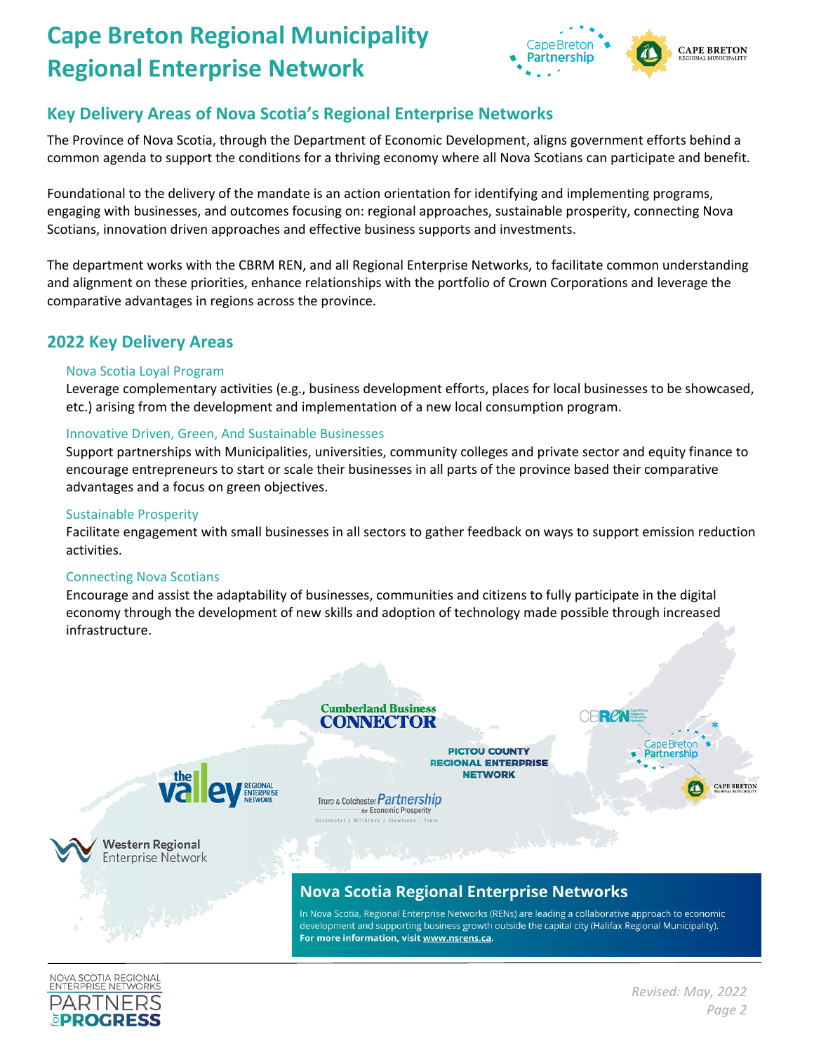# Cape Breton Regional Municipality Regional Enterprise Network

## Key Delivery Areas of Nova Scotia's Regional Enterprise Networks

The Province of Nova Scotia, through the Department of Economic Development, aligns government efforts behind a common agenda to support the conditions for a thriving economy where all Nova Scotians can participate and benefit.

Foundational to the delivery of the mandate is an action orientation for identifying and implementing programs, engaging with businesses, and outcomes focusing on: regional approaches, sustainable prosperity, connecting Nova Scotians, innovation driven approaches and effective business supports and investments.

The department works with the CBRM REN, and all Regional Enterprise Networks, to facilitate common understanding and alignment on these priorities, enhance relationships with the portfolio of Crown Corporations and leverage the comparative advantages in regions across the province.

## 2022 Key Delivery Areas

### Nova Scotia Loyal Program

Leverage complementary activities (e.g., business development efforts, places for local businesses to be showcased, etc.) arising from the development and implementation of a new local consumption program.

### Innovative Driven, Green, And Sustainable Businesses

Support partnerships with Municipalities, universities, community colleges and private sector and equity finance to encourage entrepreneurs to start or scale their businesses in all parts of the province based their comparative advantages and a focus on green objectives.

### Sustainable Prosperity

Facilitate engagement with small businesses in all sectors to gather feedback on ways to support emission reduction activities.

### Connecting Nova Scotians

Encourage and assist the adaptability of businesses, communities and citizens to fully participate in the digital economy through the development of new skills and adoption of technology made possible through increased infrastructure.

Cumberland Business CONNECTOR

PICTOU COUNTY REGIONAL ENTERPRISE NETWORK

CBREN

Cape Breton Partnership

CAPE BRETON REGIONAL MUNICIPALITY

the valley REGIONAL ENTERPRISE NETWORK

Truro & Colchester Partnership for Economic Prosperity

Western Regional Enterprise Network

## Nova Scotia Regional Enterprise Networks

In Nova Scotia, Regional Enterprise Networks (RENs) are leading a collaborative approach to economic development and supporting business growth outside the capital city (Halifax Regional Municipality). **For more information, visit www.nsrens.ca.**

NOVA SCOTIA REGIONAL ENTERPRISE NETWORKS PARTNERS for PROGRESS

*Revised: May, 2022*